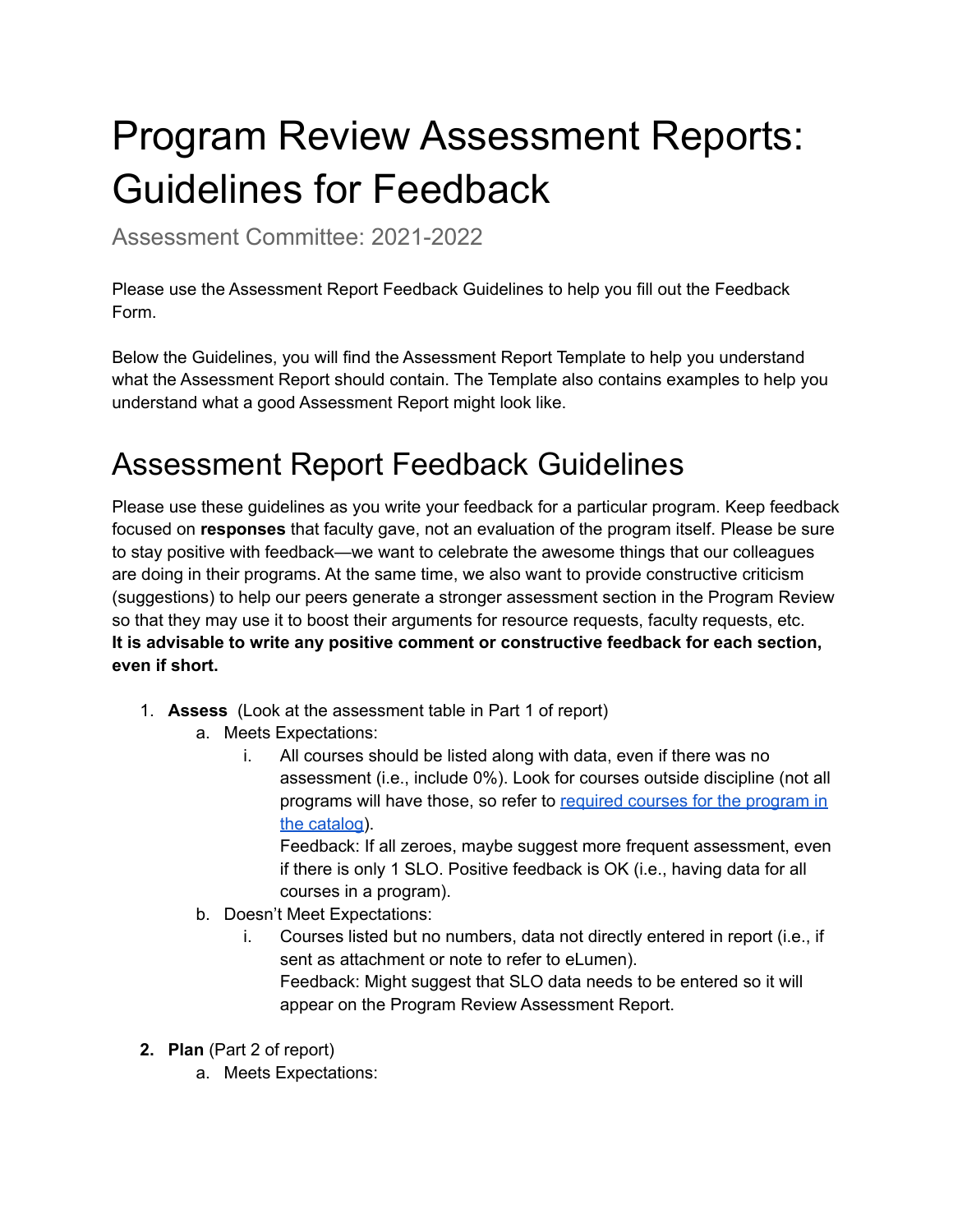# Program Review Assessment Reports: Guidelines for Feedback

Assessment Committee: 2021-2022

Please use the Assessment Report Feedback Guidelines to help you fill out the Feedback Form.

Below the Guidelines, you will find the Assessment Report Template to help you understand what the Assessment Report should contain. The Template also contains examples to help you understand what a good Assessment Report might look like.

## Assessment Report Feedback Guidelines

Please use these guidelines as you write your feedback for a particular program. Keep feedback focused on **responses** that faculty gave, not an evaluation of the program itself. Please be sure to stay positive with feedback—we want to celebrate the awesome things that our colleagues are doing in their programs. At the same time, we also want to provide constructive criticism (suggestions) to help our peers generate a stronger assessment section in the Program Review so that they may use it to boost their arguments for resource requests, faculty requests, etc. **It is advisable to write any positive comment or constructive feedback for each section, even if short.**

1. **Assess** (Look at the assessment table in Part 1 of report)
   a. Meets Expectations:
      i. All courses should be listed along with data, even if there was no assessment (i.e., include 0%). Look for courses outside discipline (not all programs will have those, so refer to [required courses for the program in the catalog](#)).
      Feedback: If all zeroes, maybe suggest more frequent assessment, even if there is only 1 SLO. Positive feedback is OK (i.e., having data for all courses in a program).
   b. Doesn't Meet Expectations:
      i. Courses listed but no numbers, data not directly entered in report (i.e., if sent as attachment or note to refer to eLumen).
      Feedback: Might suggest that SLO data needs to be entered so it will appear on the Program Review Assessment Report.

2. **Plan** (Part 2 of report)
   a. Meets Expectations: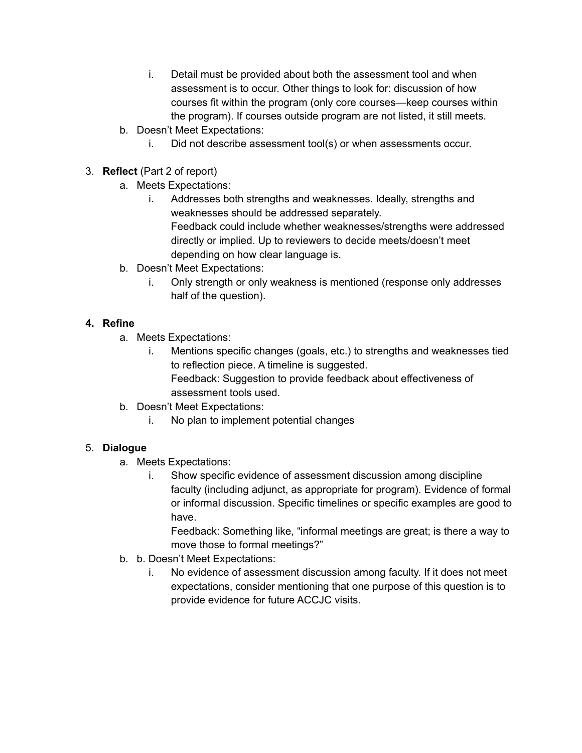i. Detail must be provided about both the assessment tool and when assessment is to occur. Other things to look for: discussion of how courses fit within the program (only core courses—keep courses within the program). If courses outside program are not listed, it still meets.
   b. Doesn't Meet Expectations:
      i. Did not describe assessment tool(s) or when assessments occur.

3. **Reflect** (Part 2 of report)
   a. Meets Expectations:
      i. Addresses both strengths and weaknesses. Ideally, strengths and weaknesses should be addressed separately.
         Feedback could include whether weaknesses/strengths were addressed directly or implied. Up to reviewers to decide meets/doesn't meet depending on how clear language is.
   b. Doesn't Meet Expectations:
      i. Only strength or only weakness is mentioned (response only addresses half of the question).

4. **Refine**
   a. Meets Expectations:
      i. Mentions specific changes (goals, etc.) to strengths and weaknesses tied to reflection piece. A timeline is suggested.
         Feedback: Suggestion to provide feedback about effectiveness of assessment tools used.
   b. Doesn't Meet Expectations:
      i. No plan to implement potential changes

5. **Dialogue**
   a. Meets Expectations:
      i. Show specific evidence of assessment discussion among discipline faculty (including adjunct, as appropriate for program). Evidence of formal or informal discussion. Specific timelines or specific examples are good to have.
         Feedback: Something like, "informal meetings are great; is there a way to move those to formal meetings?"
   b. b. Doesn't Meet Expectations:
      i. No evidence of assessment discussion among faculty. If it does not meet expectations, consider mentioning that one purpose of this question is to provide evidence for future ACCJC visits.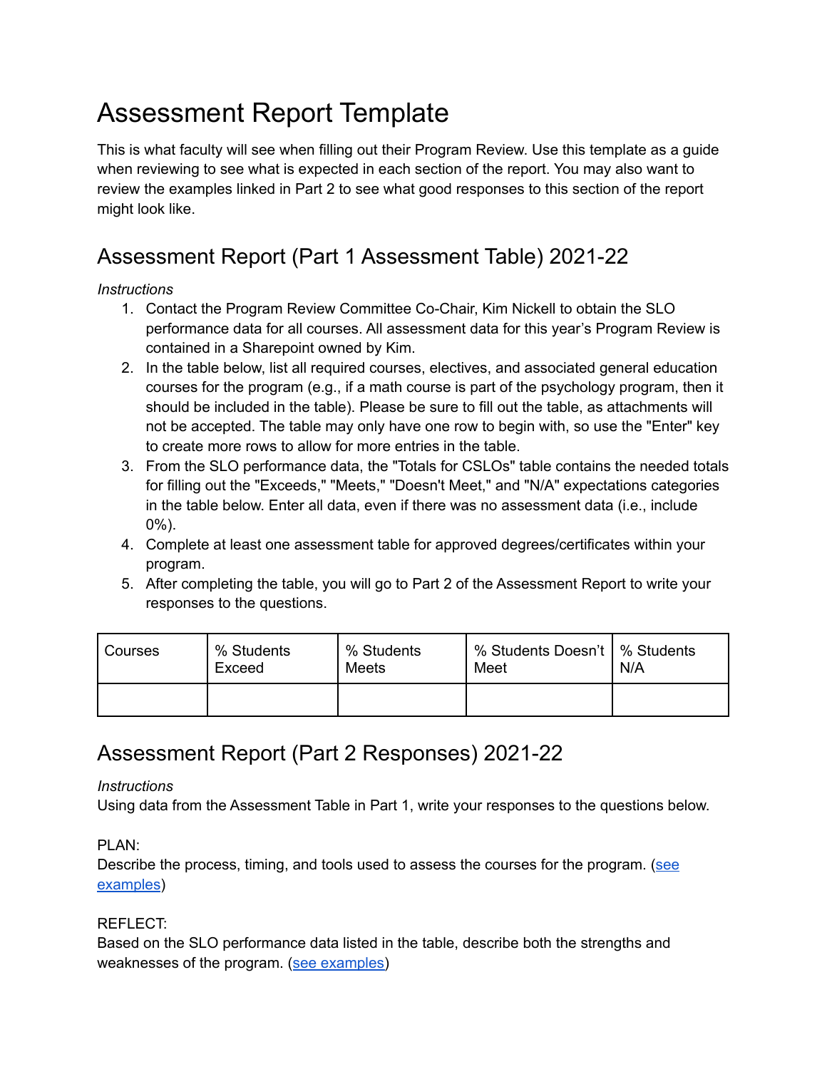# Assessment Report Template

This is what faculty will see when filling out their Program Review. Use this template as a guide when reviewing to see what is expected in each section of the report. You may also want to review the examples linked in Part 2 to see what good responses to this section of the report might look like.

## Assessment Report (Part 1 Assessment Table) 2021-22

*Instructions*

1. Contact the Program Review Committee Co-Chair, Kim Nickell to obtain the SLO performance data for all courses. All assessment data for this year's Program Review is contained in a Sharepoint owned by Kim.
2. In the table below, list all required courses, electives, and associated general education courses for the program (e.g., if a math course is part of the psychology program, then it should be included in the table). Please be sure to fill out the table, as attachments will not be accepted. The table may only have one row to begin with, so use the "Enter" key to create more rows to allow for more entries in the table.
3. From the SLO performance data, the "Totals for CSLOs" table contains the needed totals for filling out the "Exceeds," "Meets," "Doesn't Meet," and "N/A" expectations categories in the table below. Enter all data, even if there was no assessment data (i.e., include 0%).
4. Complete at least one assessment table for approved degrees/certificates within your program.
5. After completing the table, you will go to Part 2 of the Assessment Report to write your responses to the questions.

| Courses | % Students Exceed | % Students Meets | % Students Doesn't Meet | % Students N/A |
|---|---|---|---|---|
| | | | | |

## Assessment Report (Part 2 Responses) 2021-22

*Instructions*

Using data from the Assessment Table in Part 1, write your responses to the questions below.

PLAN:

Describe the process, timing, and tools used to assess the courses for the program. (see examples)

REFLECT:

Based on the SLO performance data listed in the table, describe both the strengths and weaknesses of the program. (see examples)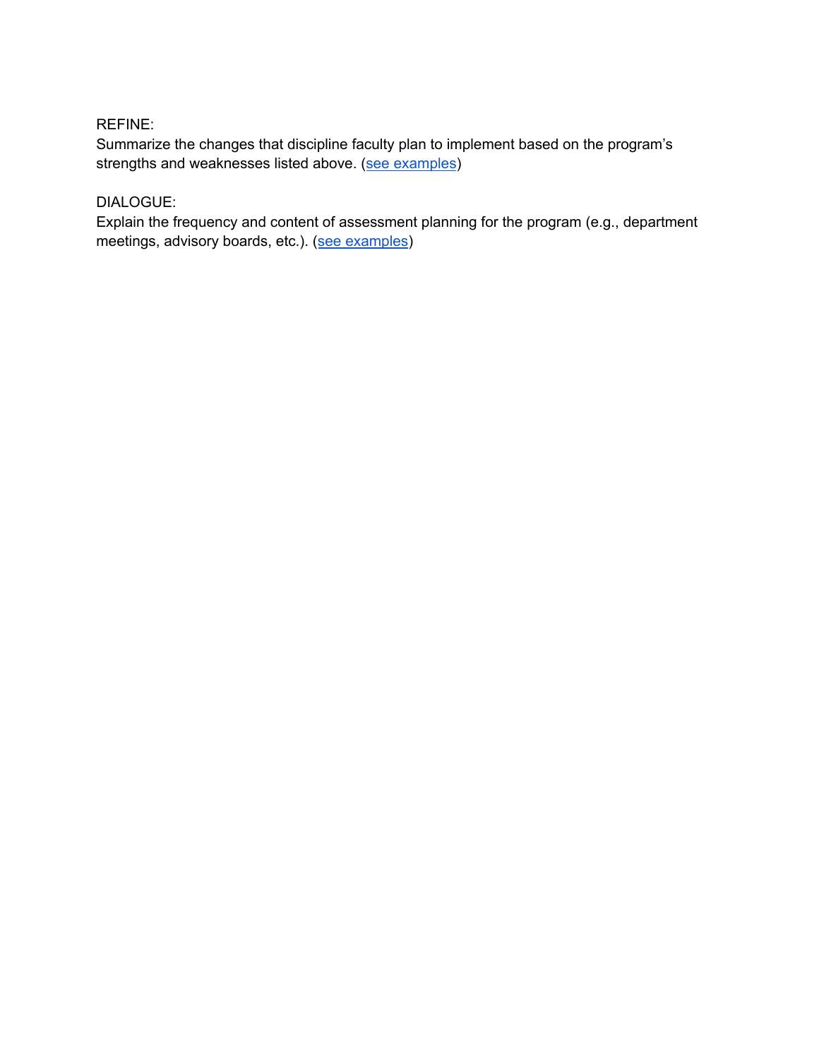REFINE:
Summarize the changes that discipline faculty plan to implement based on the program's strengths and weaknesses listed above. (see examples)

DIALOGUE:
Explain the frequency and content of assessment planning for the program (e.g., department meetings, advisory boards, etc.). (see examples)